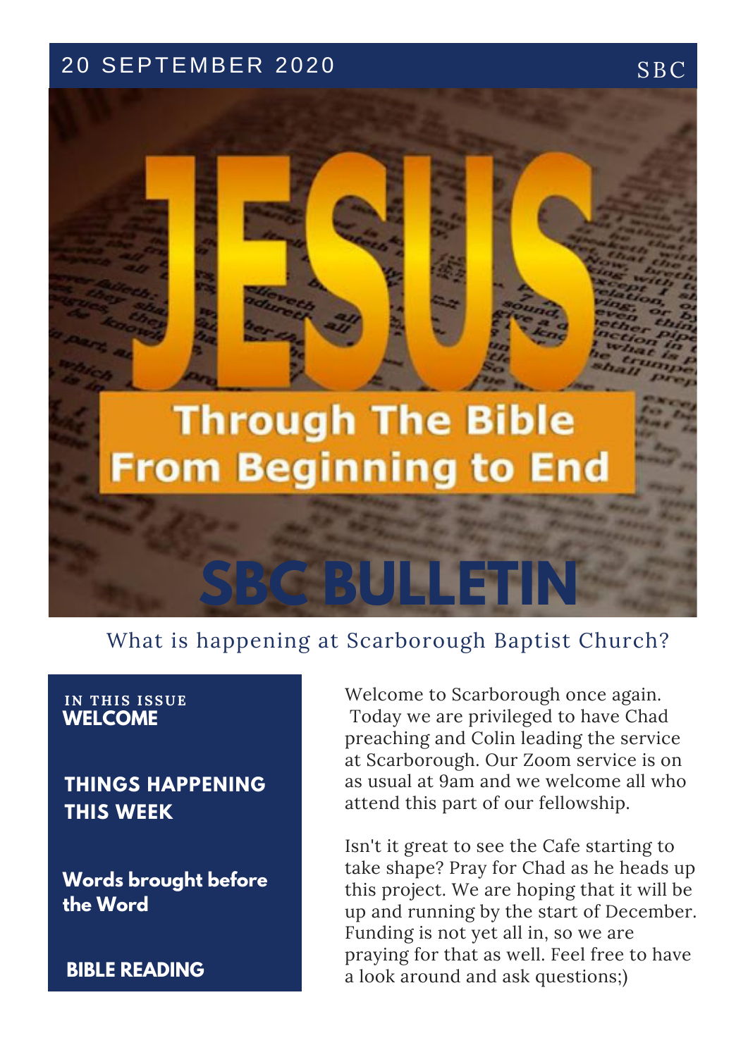20 SEPTEMBER 2020

SBC

# JESUS

## Through The Bible From Beginning to End

# SBC BULLETIN

What is happening at Scarborough Baptist Church?

**IN THIS ISSUE**

**WELCOME**

**THINGS HAPPENING THIS WEEK**

**Words brought before the Word**

**BIBLE READING**

Welcome to Scarborough once again. Today we are privileged to have Chad preaching and Colin leading the service at Scarborough. Our Zoom service is on as usual at 9am and we welcome all who attend this part of our fellowship.

Isn't it great to see the Cafe starting to take shape? Pray for Chad as he heads up this project. We are hoping that it will be up and running by the start of December. Funding is not yet all in, so we are praying for that as well. Feel free to have a look around and ask questions;)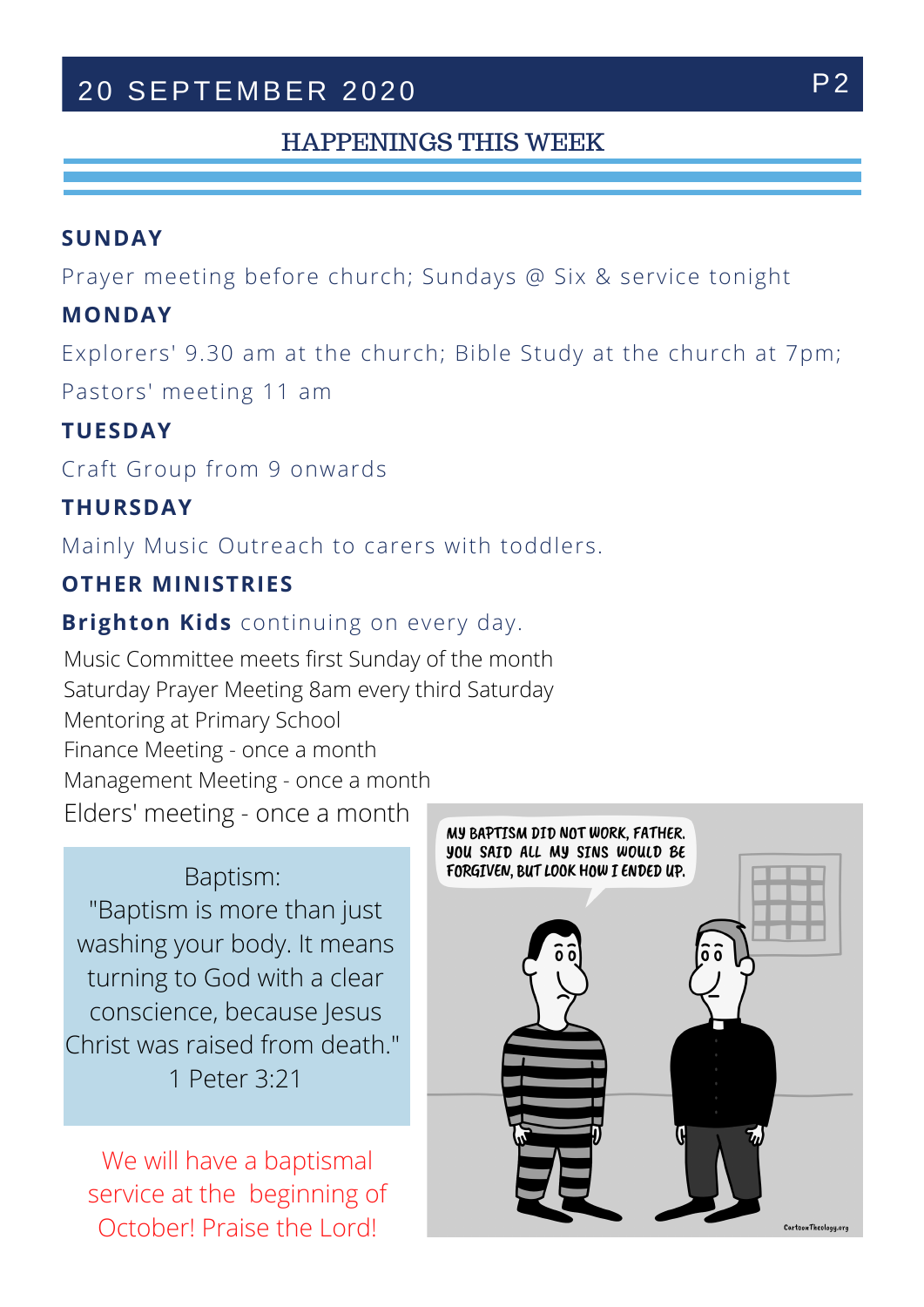# 20 SEPTEMBER 2020

## HAPPENINGS THIS WEEK

**SUNDAY**

Prayer meeting before church; Sundays @ Six & service tonight

**MONDAY**

Explorers' 9.30 am at the church; Bible Study at the church at 7pm; Pastors' meeting 11 am

**TUESDAY**

Craft Group from 9 onwards

**THURSDAY**

Mainly Music Outreach to carers with toddlers.

**OTHER MINISTRIES**

**Brighton Kids** continuing on every day.

Music Committee meets first Sunday of the month
Saturday Prayer Meeting 8am every third Saturday
Mentoring at Primary School
Finance Meeting - once a month
Management Meeting - once a month
Elders' meeting - once a month

Baptism:
"Baptism is more than just washing your body. It means turning to God with a clear conscience, because Jesus Christ was raised from death."
1 Peter 3:21

We will have a baptismal service at the beginning of October! Praise the Lord!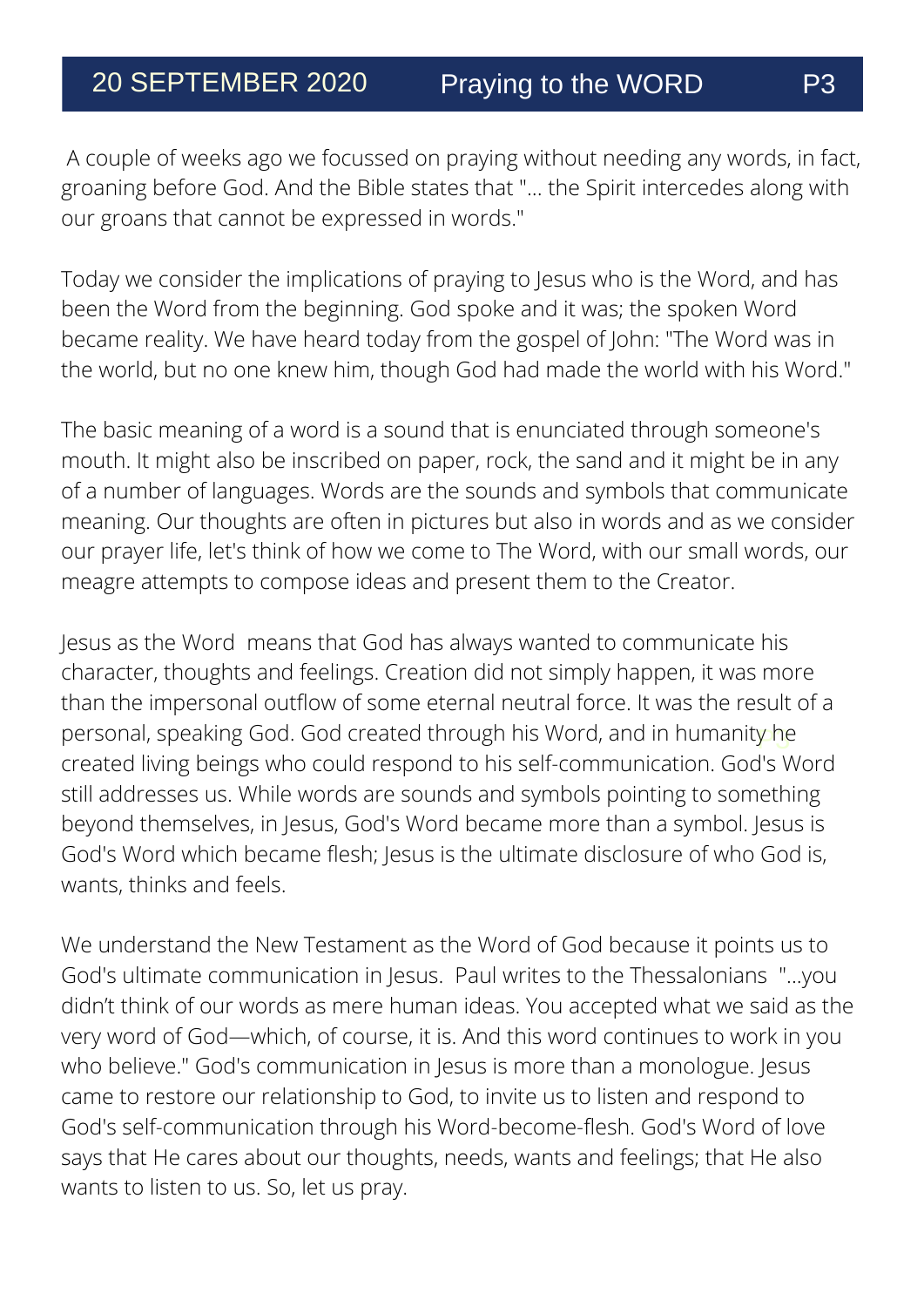A couple of weeks ago we focussed on praying without needing any words, in fact, groaning before God. And the Bible states that "... the Spirit intercedes along with our groans that cannot be expressed in words."

Today we consider the implications of praying to Jesus who is the Word, and has been the Word from the beginning. God spoke and it was; the spoken Word became reality. We have heard today from the gospel of John: "The Word was in the world, but no one knew him, though God had made the world with his Word."

The basic meaning of a word is a sound that is enunciated through someone's mouth. It might also be inscribed on paper, rock, the sand and it might be in any of a number of languages. Words are the sounds and symbols that communicate meaning. Our thoughts are often in pictures but also in words and as we consider our prayer life, let's think of how we come to The Word, with our small words, our meagre attempts to compose ideas and present them to the Creator.

Jesus as the Word means that God has always wanted to communicate his character, thoughts and feelings. Creation did not simply happen, it was more than the impersonal outflow of some eternal neutral force. It was the result of a personal, speaking God. God created through his Word, and in humanity he created living beings who could respond to his self-communication. God's Word still addresses us. While words are sounds and symbols pointing to something beyond themselves, in Jesus, God's Word became more than a symbol. Jesus is God's Word which became flesh; Jesus is the ultimate disclosure of who God is, wants, thinks and feels.

We understand the New Testament as the Word of God because it points us to God's ultimate communication in Jesus. Paul writes to the Thessalonians "...you didn't think of our words as mere human ideas. You accepted what we said as the very word of God—which, of course, it is. And this word continues to work in you who believe." God's communication in Jesus is more than a monologue. Jesus came to restore our relationship to God, to invite us to listen and respond to God's self-communication through his Word-become-flesh. God's Word of love says that He cares about our thoughts, needs, wants and feelings; that He also wants to listen to us. So, let us pray.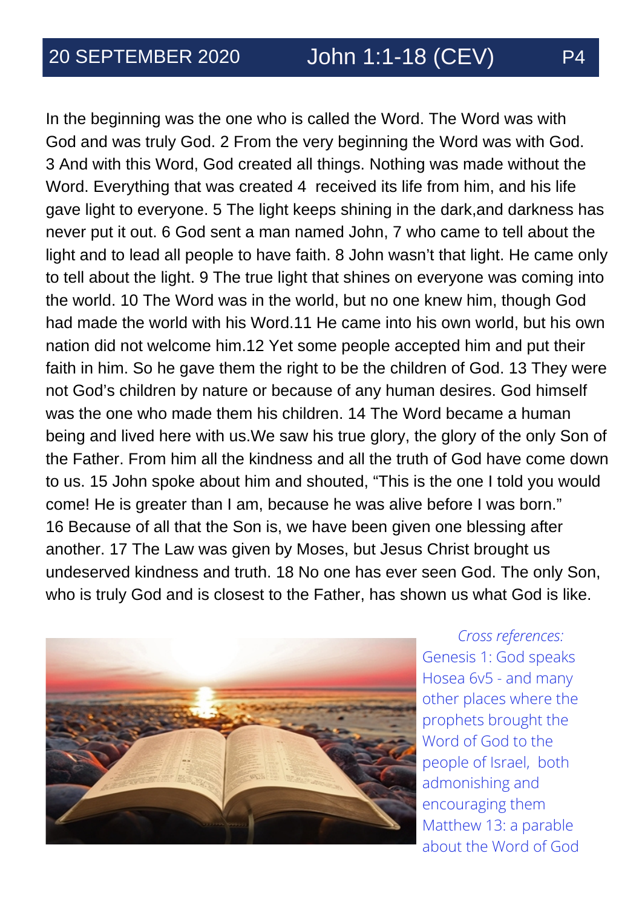# 20 SEPTEMBER 2020 John 1:1-18 (CEV)

In the beginning was the one who is called the Word. The Word was with God and was truly God. 2 From the very beginning the Word was with God. 3 And with this Word, God created all things. Nothing was made without the Word. Everything that was created 4 received its life from him, and his life gave light to everyone. 5 The light keeps shining in the dark,and darkness has never put it out. 6 God sent a man named John, 7 who came to tell about the light and to lead all people to have faith. 8 John wasn't that light. He came only to tell about the light. 9 The true light that shines on everyone was coming into the world. 10 The Word was in the world, but no one knew him, though God had made the world with his Word.11 He came into his own world, but his own nation did not welcome him.12 Yet some people accepted him and put their faith in him. So he gave them the right to be the children of God. 13 They were not God's children by nature or because of any human desires. God himself was the one who made them his children. 14 The Word became a human being and lived here with us.We saw his true glory, the glory of the only Son of the Father. From him all the kindness and all the truth of God have come down to us. 15 John spoke about him and shouted, "This is the one I told you would come! He is greater than I am, because he was alive before I was born." 16 Because of all that the Son is, we have been given one blessing after another. 17 The Law was given by Moses, but Jesus Christ brought us undeserved kindness and truth. 18 No one has ever seen God. The only Son, who is truly God and is closest to the Father, has shown us what God is like.

*Cross references:*
Genesis 1: God speaks
Hosea 6v5 - and many other places where the prophets brought the Word of God to the people of Israel, both admonishing and encouraging them
Matthew 13: a parable about the Word of God